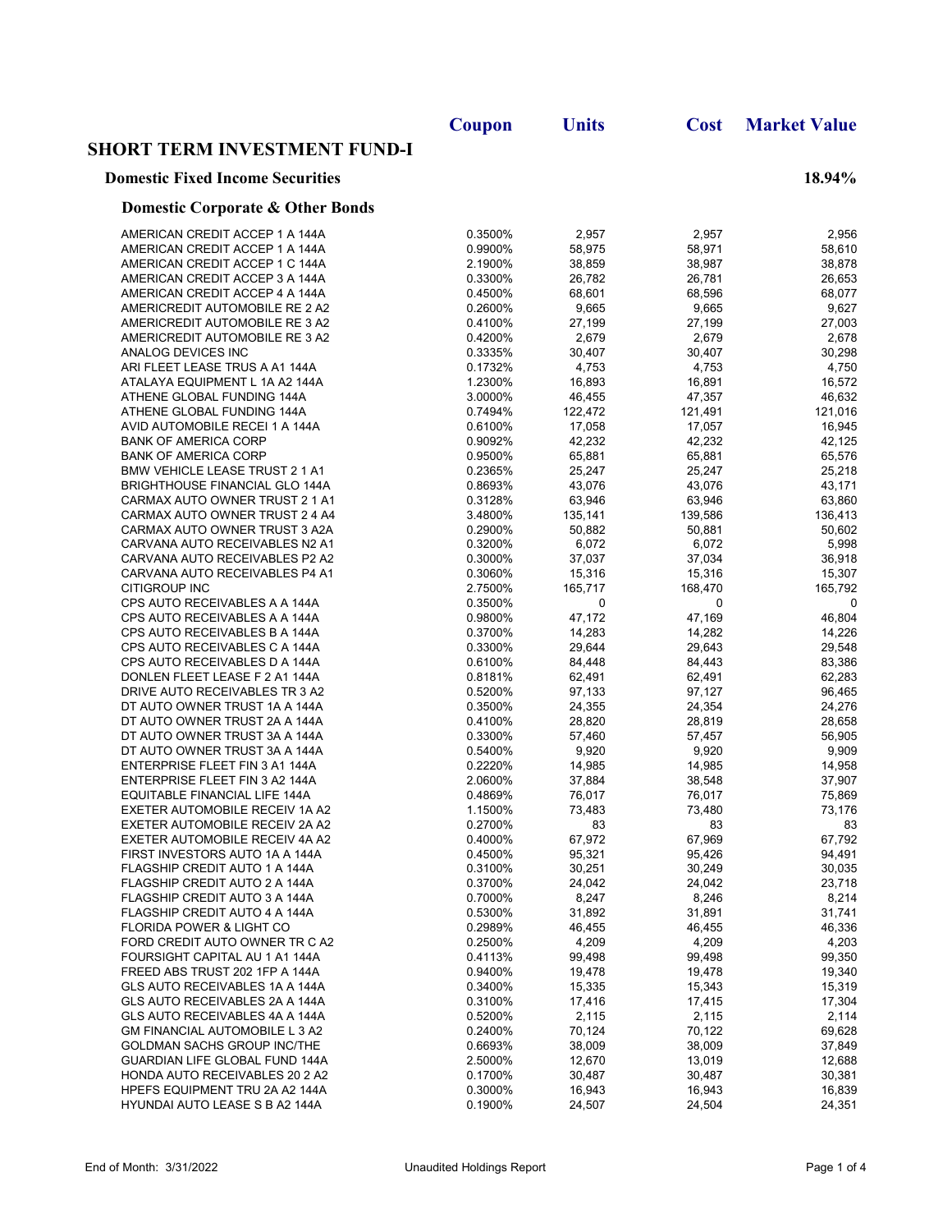## SHORT TERM INVESTMENT FUND-I

### Domestic Fixed Income Securities — 18.94%

#### Domestic Corporate & Other Bonds

| | Coupon | Units | Cost | Market Value |
|---|---|---|---|---|
| AMERICAN CREDIT ACCEP 1 A 144A | 0.3500% | 2,957 | 2,957 | 2,956 |
| AMERICAN CREDIT ACCEP 1 A 144A | 0.9900% | 58,975 | 58,971 | 58,610 |
| AMERICAN CREDIT ACCEP 1 C 144A | 2.1900% | 38,859 | 38,987 | 38,878 |
| AMERICAN CREDIT ACCEP 3 A 144A | 0.3300% | 26,782 | 26,781 | 26,653 |
| AMERICAN CREDIT ACCEP 4 A 144A | 0.4500% | 68,601 | 68,596 | 68,077 |
| AMERICREDIT AUTOMOBILE RE 2 A2 | 0.2600% | 9,665 | 9,665 | 9,627 |
| AMERICREDIT AUTOMOBILE RE 3 A2 | 0.4100% | 27,199 | 27,199 | 27,003 |
| AMERICREDIT AUTOMOBILE RE 3 A2 | 0.4200% | 2,679 | 2,679 | 2,678 |
| ANALOG DEVICES INC | 0.3335% | 30,407 | 30,407 | 30,298 |
| ARI FLEET LEASE TRUS A A1 144A | 0.1732% | 4,753 | 4,753 | 4,750 |
| ATALAYA EQUIPMENT L 1A A2 144A | 1.2300% | 16,893 | 16,891 | 16,572 |
| ATHENE GLOBAL FUNDING 144A | 3.0000% | 46,455 | 47,357 | 46,632 |
| ATHENE GLOBAL FUNDING 144A | 0.7494% | 122,472 | 121,491 | 121,016 |
| AVID AUTOMOBILE RECEI 1 A 144A | 0.6100% | 17,058 | 17,057 | 16,945 |
| BANK OF AMERICA CORP | 0.9092% | 42,232 | 42,232 | 42,125 |
| BANK OF AMERICA CORP | 0.9500% | 65,881 | 65,881 | 65,576 |
| BMW VEHICLE LEASE TRUST 2 1 A1 | 0.2365% | 25,247 | 25,247 | 25,218 |
| BRIGHTHOUSE FINANCIAL GLO 144A | 0.8693% | 43,076 | 43,076 | 43,171 |
| CARMAX AUTO OWNER TRUST 2 1 A1 | 0.3128% | 63,946 | 63,946 | 63,860 |
| CARMAX AUTO OWNER TRUST 2 4 A4 | 3.4800% | 135,141 | 139,586 | 136,413 |
| CARMAX AUTO OWNER TRUST 3 A2A | 0.2900% | 50,882 | 50,881 | 50,602 |
| CARVANA AUTO RECEIVABLES N2 A1 | 0.3200% | 6,072 | 6,072 | 5,998 |
| CARVANA AUTO RECEIVABLES P2 A2 | 0.3000% | 37,037 | 37,034 | 36,918 |
| CARVANA AUTO RECEIVABLES P4 A1 | 0.3060% | 15,316 | 15,316 | 15,307 |
| CITIGROUP INC | 2.7500% | 165,717 | 168,470 | 165,792 |
| CPS AUTO RECEIVABLES A A 144A | 0.3500% | 0 | 0 | 0 |
| CPS AUTO RECEIVABLES A A 144A | 0.9800% | 47,172 | 47,169 | 46,804 |
| CPS AUTO RECEIVABLES B A 144A | 0.3700% | 14,283 | 14,282 | 14,226 |
| CPS AUTO RECEIVABLES C A 144A | 0.3300% | 29,644 | 29,643 | 29,548 |
| CPS AUTO RECEIVABLES D A 144A | 0.6100% | 84,448 | 84,443 | 83,386 |
| DONLEN FLEET LEASE F 2 A1 144A | 0.8181% | 62,491 | 62,491 | 62,283 |
| DRIVE AUTO RECEIVABLES TR 3 A2 | 0.5200% | 97,133 | 97,127 | 96,465 |
| DT AUTO OWNER TRUST 1A A 144A | 0.3500% | 24,355 | 24,354 | 24,276 |
| DT AUTO OWNER TRUST 2A A 144A | 0.4100% | 28,820 | 28,819 | 28,658 |
| DT AUTO OWNER TRUST 3A A 144A | 0.3300% | 57,460 | 57,457 | 56,905 |
| DT AUTO OWNER TRUST 3A A 144A | 0.5400% | 9,920 | 9,920 | 9,909 |
| ENTERPRISE FLEET FIN 3 A1 144A | 0.2220% | 14,985 | 14,985 | 14,958 |
| ENTERPRISE FLEET FIN 3 A2 144A | 2.0600% | 37,884 | 38,548 | 37,907 |
| EQUITABLE FINANCIAL LIFE 144A | 0.4869% | 76,017 | 76,017 | 75,869 |
| EXETER AUTOMOBILE RECEIV 1A A2 | 1.1500% | 73,483 | 73,480 | 73,176 |
| EXETER AUTOMOBILE RECEIV 2A A2 | 0.2700% | 83 | 83 | 83 |
| EXETER AUTOMOBILE RECEIV 4A A2 | 0.4000% | 67,972 | 67,969 | 67,792 |
| FIRST INVESTORS AUTO 1A A 144A | 0.4500% | 95,321 | 95,426 | 94,491 |
| FLAGSHIP CREDIT AUTO 1 A 144A | 0.3100% | 30,251 | 30,249 | 30,035 |
| FLAGSHIP CREDIT AUTO 2 A 144A | 0.3700% | 24,042 | 24,042 | 23,718 |
| FLAGSHIP CREDIT AUTO 3 A 144A | 0.7000% | 8,247 | 8,246 | 8,214 |
| FLAGSHIP CREDIT AUTO 4 A 144A | 0.5300% | 31,892 | 31,891 | 31,741 |
| FLORIDA POWER & LIGHT CO | 0.2989% | 46,455 | 46,455 | 46,336 |
| FORD CREDIT AUTO OWNER TR C A2 | 0.2500% | 4,209 | 4,209 | 4,203 |
| FOURSIGHT CAPITAL AU 1 A1 144A | 0.4113% | 99,498 | 99,498 | 99,350 |
| FREED ABS TRUST 202 1FP A 144A | 0.9400% | 19,478 | 19,478 | 19,340 |
| GLS AUTO RECEIVABLES 1A A 144A | 0.3400% | 15,335 | 15,343 | 15,319 |
| GLS AUTO RECEIVABLES 2A A 144A | 0.3100% | 17,416 | 17,415 | 17,304 |
| GLS AUTO RECEIVABLES 4A A 144A | 0.5200% | 2,115 | 2,115 | 2,114 |
| GM FINANCIAL AUTOMOBILE L 3 A2 | 0.2400% | 70,124 | 70,122 | 69,628 |
| GOLDMAN SACHS GROUP INC/THE | 0.6693% | 38,009 | 38,009 | 37,849 |
| GUARDIAN LIFE GLOBAL FUND 144A | 2.5000% | 12,670 | 13,019 | 12,688 |
| HONDA AUTO RECEIVABLES 20 2 A2 | 0.1700% | 30,487 | 30,487 | 30,381 |
| HPEFS EQUIPMENT TRU 2A A2 144A | 0.3000% | 16,943 | 16,943 | 16,839 |
| HYUNDAI AUTO LEASE S B A2 144A | 0.1900% | 24,507 | 24,504 | 24,351 |

End of Month: 3/31/2022 — Unaudited Holdings Report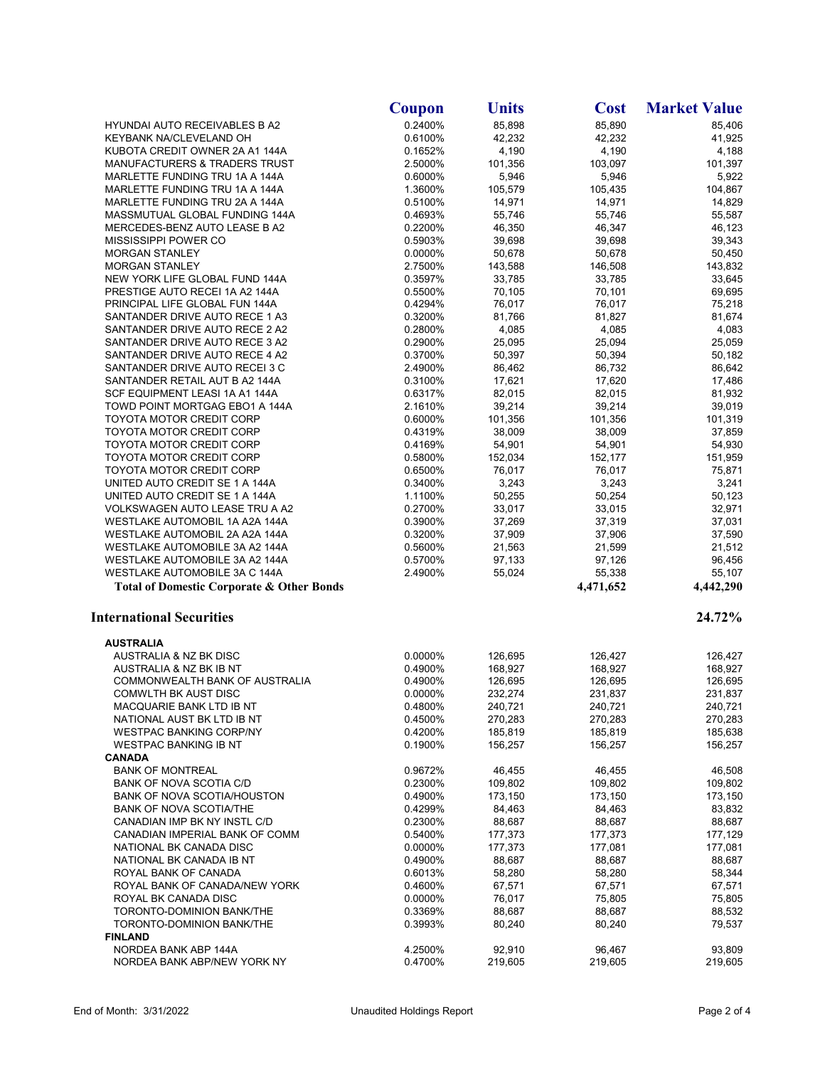| | Coupon | Units | Cost | Market Value |
|---|---|---|---|---|
| HYUNDAI AUTO RECEIVABLES B A2 | 0.2400% | 85,898 | 85,890 | 85,406 |
| KEYBANK NA/CLEVELAND OH | 0.6100% | 42,232 | 42,232 | 41,925 |
| KUBOTA CREDIT OWNER 2A A1 144A | 0.1652% | 4,190 | 4,190 | 4,188 |
| MANUFACTURERS & TRADERS TRUST | 2.5000% | 101,356 | 103,097 | 101,397 |
| MARLETTE FUNDING TRU 1A A 144A | 0.6000% | 5,946 | 5,946 | 5,922 |
| MARLETTE FUNDING TRU 1A A 144A | 1.3600% | 105,579 | 105,435 | 104,867 |
| MARLETTE FUNDING TRU 2A A 144A | 0.5100% | 14,971 | 14,971 | 14,829 |
| MASSMUTUAL GLOBAL FUNDING 144A | 0.4693% | 55,746 | 55,746 | 55,587 |
| MERCEDES-BENZ AUTO LEASE B A2 | 0.2200% | 46,350 | 46,347 | 46,123 |
| MISSISSIPPI POWER CO | 0.5903% | 39,698 | 39,698 | 39,343 |
| MORGAN STANLEY | 0.0000% | 50,678 | 50,678 | 50,450 |
| MORGAN STANLEY | 2.7500% | 143,588 | 146,508 | 143,832 |
| NEW YORK LIFE GLOBAL FUND 144A | 0.3597% | 33,785 | 33,785 | 33,645 |
| PRESTIGE AUTO RECEI 1A A2 144A | 0.5500% | 70,105 | 70,101 | 69,695 |
| PRINCIPAL LIFE GLOBAL FUN 144A | 0.4294% | 76,017 | 76,017 | 75,218 |
| SANTANDER DRIVE AUTO RECE 1 A3 | 0.3200% | 81,766 | 81,827 | 81,674 |
| SANTANDER DRIVE AUTO RECE 2 A2 | 0.2800% | 4,085 | 4,085 | 4,083 |
| SANTANDER DRIVE AUTO RECE 3 A2 | 0.2900% | 25,095 | 25,094 | 25,059 |
| SANTANDER DRIVE AUTO RECE 4 A2 | 0.3700% | 50,397 | 50,394 | 50,182 |
| SANTANDER DRIVE AUTO RECEI 3 C | 2.4900% | 86,462 | 86,732 | 86,642 |
| SANTANDER RETAIL AUT B A2 144A | 0.3100% | 17,621 | 17,620 | 17,486 |
| SCF EQUIPMENT LEASI 1A A1 144A | 0.6317% | 82,015 | 82,015 | 81,932 |
| TOWD POINT MORTGAG EBO1 A 144A | 2.1610% | 39,214 | 39,214 | 39,019 |
| TOYOTA MOTOR CREDIT CORP | 0.6000% | 101,356 | 101,356 | 101,319 |
| TOYOTA MOTOR CREDIT CORP | 0.4319% | 38,009 | 38,009 | 37,859 |
| TOYOTA MOTOR CREDIT CORP | 0.4169% | 54,901 | 54,901 | 54,930 |
| TOYOTA MOTOR CREDIT CORP | 0.5800% | 152,034 | 152,177 | 151,959 |
| TOYOTA MOTOR CREDIT CORP | 0.6500% | 76,017 | 76,017 | 75,871 |
| UNITED AUTO CREDIT SE 1 A 144A | 0.3400% | 3,243 | 3,243 | 3,241 |
| UNITED AUTO CREDIT SE 1 A 144A | 1.1100% | 50,255 | 50,254 | 50,123 |
| VOLKSWAGEN AUTO LEASE TRU A A2 | 0.2700% | 33,017 | 33,015 | 32,971 |
| WESTLAKE AUTOMOBIL 1A A2A 144A | 0.3900% | 37,269 | 37,319 | 37,031 |
| WESTLAKE AUTOMOBIL 2A A2A 144A | 0.3200% | 37,909 | 37,906 | 37,590 |
| WESTLAKE AUTOMOBILE 3A A2 144A | 0.5600% | 21,563 | 21,599 | 21,512 |
| WESTLAKE AUTOMOBILE 3A A2 144A | 0.5700% | 97,133 | 97,126 | 96,456 |
| WESTLAKE AUTOMOBILE 3A C 144A | 2.4900% | 55,024 | 55,338 | 55,107 |
| **Total of Domestic Corporate & Other Bonds** | | | **4,471,652** | **4,442,290** |

## International Securities — 24.72%

| | Coupon | Units | Cost | Market Value |
|---|---|---|---|---|
| **AUSTRALIA** | | | | |
| AUSTRALIA & NZ BK DISC | 0.0000% | 126,695 | 126,427 | 126,427 |
| AUSTRALIA & NZ BK IB NT | 0.4900% | 168,927 | 168,927 | 168,927 |
| COMMONWEALTH BANK OF AUSTRALIA | 0.4900% | 126,695 | 126,695 | 126,695 |
| COMWLTH BK AUST DISC | 0.0000% | 232,274 | 231,837 | 231,837 |
| MACQUARIE BANK LTD IB NT | 0.4800% | 240,721 | 240,721 | 240,721 |
| NATIONAL AUST BK LTD IB NT | 0.4500% | 270,283 | 270,283 | 270,283 |
| WESTPAC BANKING CORP/NY | 0.4200% | 185,819 | 185,819 | 185,638 |
| WESTPAC BANKING IB NT | 0.1900% | 156,257 | 156,257 | 156,257 |
| **CANADA** | | | | |
| BANK OF MONTREAL | 0.9672% | 46,455 | 46,455 | 46,508 |
| BANK OF NOVA SCOTIA C/D | 0.2300% | 109,802 | 109,802 | 109,802 |
| BANK OF NOVA SCOTIA/HOUSTON | 0.4900% | 173,150 | 173,150 | 173,150 |
| BANK OF NOVA SCOTIA/THE | 0.4299% | 84,463 | 84,463 | 83,832 |
| CANADIAN IMP BK NY INSTL C/D | 0.2300% | 88,687 | 88,687 | 88,687 |
| CANADIAN IMPERIAL BANK OF COMM | 0.5400% | 177,373 | 177,373 | 177,129 |
| NATIONAL BK CANADA DISC | 0.0000% | 177,373 | 177,081 | 177,081 |
| NATIONAL BK CANADA IB NT | 0.4900% | 88,687 | 88,687 | 88,687 |
| ROYAL BANK OF CANADA | 0.6013% | 58,280 | 58,280 | 58,344 |
| ROYAL BANK OF CANADA/NEW YORK | 0.4600% | 67,571 | 67,571 | 67,571 |
| ROYAL BK CANADA DISC | 0.0000% | 76,017 | 75,805 | 75,805 |
| TORONTO-DOMINION BANK/THE | 0.3369% | 88,687 | 88,687 | 88,532 |
| TORONTO-DOMINION BANK/THE | 0.3993% | 80,240 | 80,240 | 79,537 |
| **FINLAND** | | | | |
| NORDEA BANK ABP 144A | 4.2500% | 92,910 | 96,467 | 93,809 |
| NORDEA BANK ABP/NEW YORK NY | 0.4700% | 219,605 | 219,605 | 219,605 |

End of Month: 3/31/2022 — Unaudited Holdings Report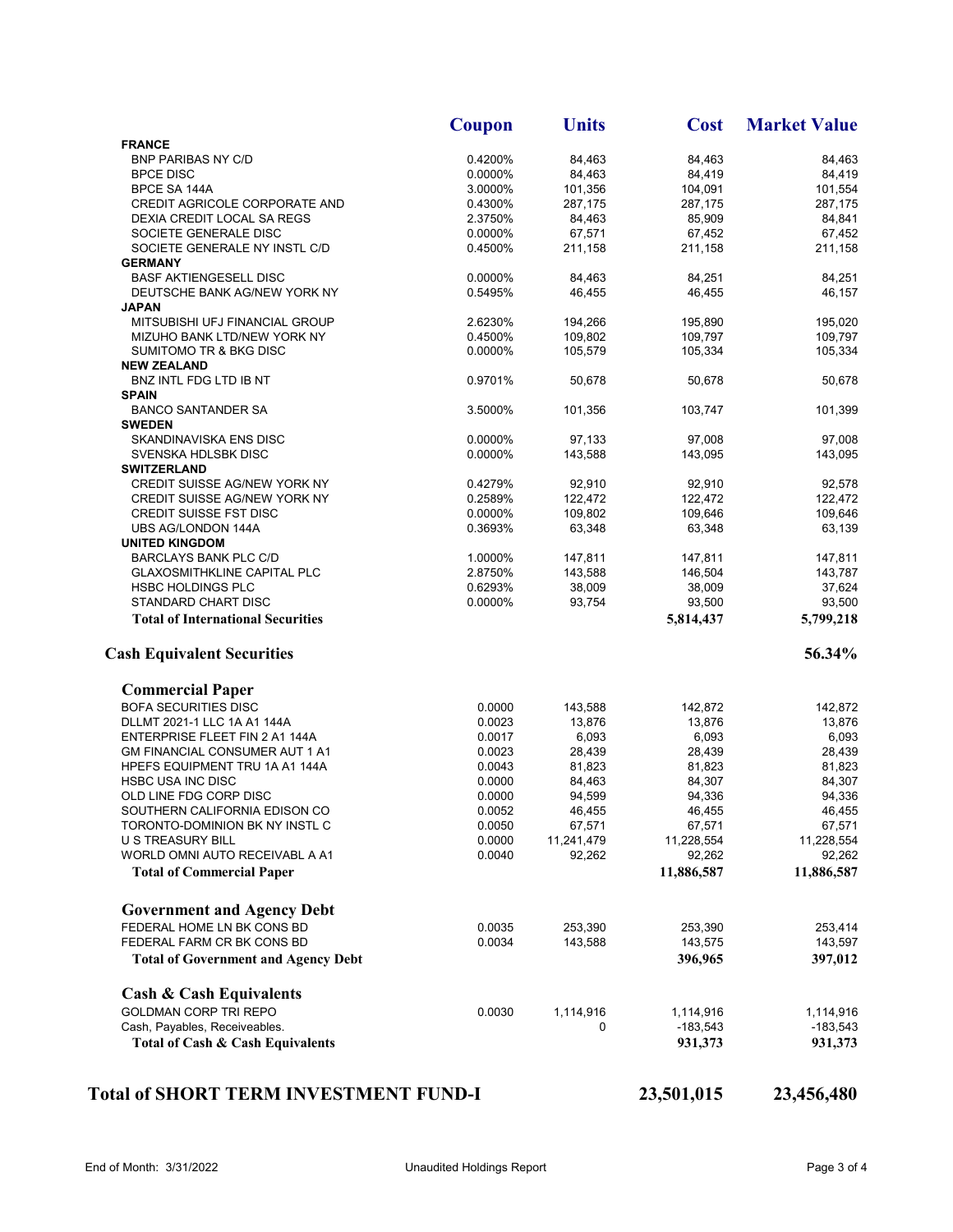| | Coupon | Units | Cost | Market Value |
|---|---|---|---|---|
| **FRANCE** | | | | |
| BNP PARIBAS NY C/D | 0.4200% | 84,463 | 84,463 | 84,463 |
| BPCE DISC | 0.0000% | 84,463 | 84,419 | 84,419 |
| BPCE SA 144A | 3.0000% | 101,356 | 104,091 | 101,554 |
| CREDIT AGRICOLE CORPORATE AND | 0.4300% | 287,175 | 287,175 | 287,175 |
| DEXIA CREDIT LOCAL SA REGS | 2.3750% | 84,463 | 85,909 | 84,841 |
| SOCIETE GENERALE DISC | 0.0000% | 67,571 | 67,452 | 67,452 |
| SOCIETE GENERALE NY INSTL C/D | 0.4500% | 211,158 | 211,158 | 211,158 |
| **GERMANY** | | | | |
| BASF AKTIENGESELL DISC | 0.0000% | 84,463 | 84,251 | 84,251 |
| DEUTSCHE BANK AG/NEW YORK NY | 0.5495% | 46,455 | 46,455 | 46,157 |
| **JAPAN** | | | | |
| MITSUBISHI UFJ FINANCIAL GROUP | 2.6230% | 194,266 | 195,890 | 195,020 |
| MIZUHO BANK LTD/NEW YORK NY | 0.4500% | 109,802 | 109,797 | 109,797 |
| SUMITOMO TR & BKG DISC | 0.0000% | 105,579 | 105,334 | 105,334 |
| **NEW ZEALAND** | | | | |
| BNZ INTL FDG LTD IB NT | 0.9701% | 50,678 | 50,678 | 50,678 |
| **SPAIN** | | | | |
| BANCO SANTANDER SA | 3.5000% | 101,356 | 103,747 | 101,399 |
| **SWEDEN** | | | | |
| SKANDINAVISKA ENS DISC | 0.0000% | 97,133 | 97,008 | 97,008 |
| SVENSKA HDLSBK DISC | 0.0000% | 143,588 | 143,095 | 143,095 |
| **SWITZERLAND** | | | | |
| CREDIT SUISSE AG/NEW YORK NY | 0.4279% | 92,910 | 92,910 | 92,578 |
| CREDIT SUISSE AG/NEW YORK NY | 0.2589% | 122,472 | 122,472 | 122,472 |
| CREDIT SUISSE FST DISC | 0.0000% | 109,802 | 109,646 | 109,646 |
| UBS AG/LONDON 144A | 0.3693% | 63,348 | 63,348 | 63,139 |
| **UNITED KINGDOM** | | | | |
| BARCLAYS BANK PLC C/D | 1.0000% | 147,811 | 147,811 | 147,811 |
| GLAXOSMITHKLINE CAPITAL PLC | 2.8750% | 143,588 | 146,504 | 143,787 |
| HSBC HOLDINGS PLC | 0.6293% | 38,009 | 38,009 | 37,624 |
| STANDARD CHART DISC | 0.0000% | 93,754 | 93,500 | 93,500 |
| **Total of International Securities** | | | **5,814,437** | **5,799,218** |

## Cash Equivalent Securities — 56.34%

| | Coupon | Units | Cost | Market Value |
|---|---|---|---|---|
| **Commercial Paper** | | | | |
| BOFA SECURITIES DISC | 0.0000 | 143,588 | 142,872 | 142,872 |
| DLLMT 2021-1 LLC 1A A1 144A | 0.0023 | 13,876 | 13,876 | 13,876 |
| ENTERPRISE FLEET FIN 2 A1 144A | 0.0017 | 6,093 | 6,093 | 6,093 |
| GM FINANCIAL CONSUMER AUT 1 A1 | 0.0023 | 28,439 | 28,439 | 28,439 |
| HPEFS EQUIPMENT TRU 1A A1 144A | 0.0043 | 81,823 | 81,823 | 81,823 |
| HSBC USA INC DISC | 0.0000 | 84,463 | 84,307 | 84,307 |
| OLD LINE FDG CORP DISC | 0.0000 | 94,599 | 94,336 | 94,336 |
| SOUTHERN CALIFORNIA EDISON CO | 0.0052 | 46,455 | 46,455 | 46,455 |
| TORONTO-DOMINION BK NY INSTL C | 0.0050 | 67,571 | 67,571 | 67,571 |
| U S TREASURY BILL | 0.0000 | 11,241,479 | 11,228,554 | 11,228,554 |
| WORLD OMNI AUTO RECEIVABL A A1 | 0.0040 | 92,262 | 92,262 | 92,262 |
| **Total of Commercial Paper** | | | **11,886,587** | **11,886,587** |
| **Government and Agency Debt** | | | | |
| FEDERAL HOME LN BK CONS BD | 0.0035 | 253,390 | 253,390 | 253,414 |
| FEDERAL FARM CR BK CONS BD | 0.0034 | 143,588 | 143,575 | 143,597 |
| **Total of Government and Agency Debt** | | | **396,965** | **397,012** |
| **Cash & Cash Equivalents** | | | | |
| GOLDMAN CORP TRI REPO | 0.0030 | 1,114,916 | 1,114,916 | 1,114,916 |
| Cash, Payables, Receiveables. | | 0 | -183,543 | -183,543 |
| **Total of Cash & Cash Equivalents** | | | **931,373** | **931,373** |

| | Cost | Market Value |
|---|---|---|
| **Total of SHORT TERM INVESTMENT FUND-I** | **23,501,015** | **23,456,480** |

End of Month: 3/31/2022 — Unaudited Holdings Report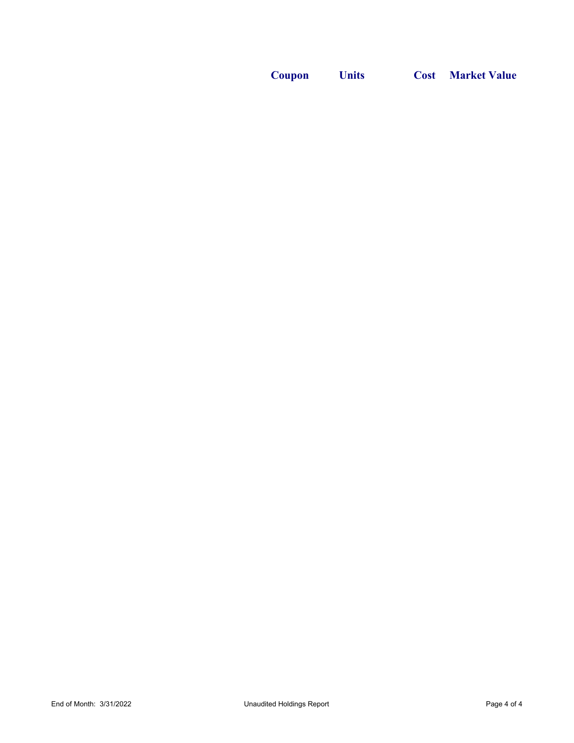| Coupon | Units | Cost | Market Value |
|---|---|---|---|